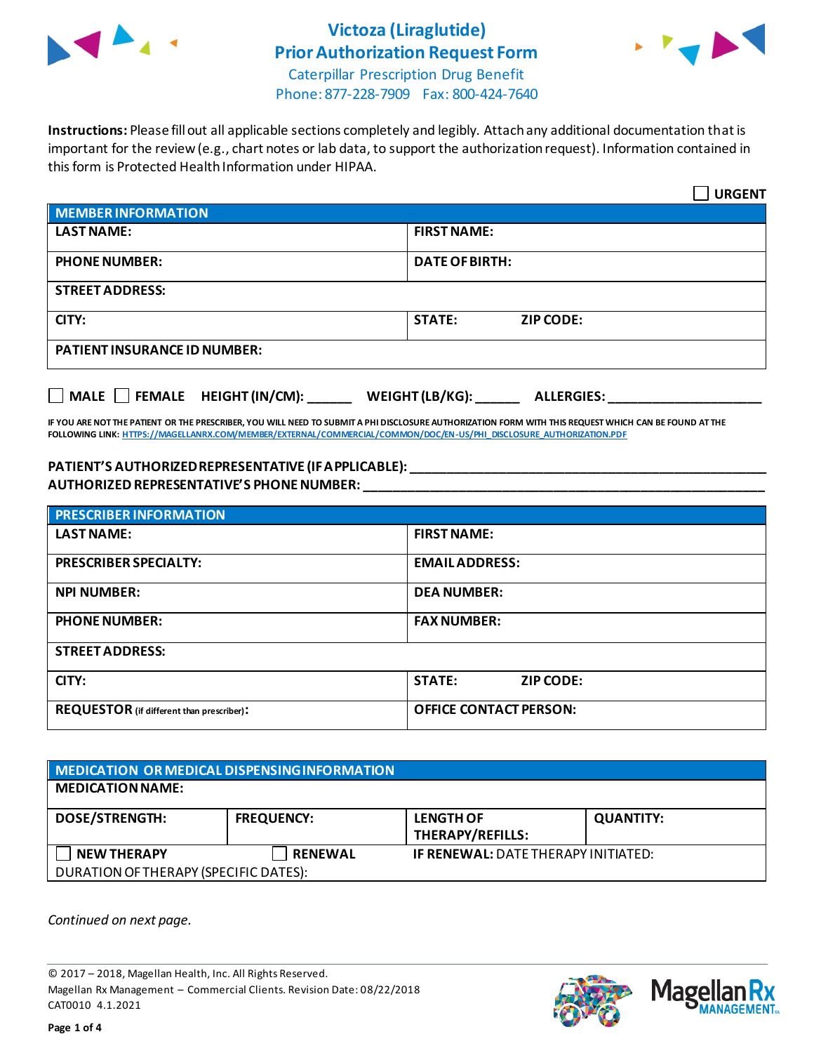# Victoza (Liraglutide)
# Prior Authorization Request Form

Caterpillar Prescription Drug Benefit
Phone: 877-228-7909 Fax: 800-424-7640

**Instructions:** Please fill out all applicable sections completely and legibly. Attach any additional documentation that is important for the review (e.g., chart notes or lab data, to support the authorization request). Information contained in this form is Protected Health Information under HIPAA.

☐ **URGENT**

| **MEMBER INFORMATION** | |
|---|---|
| **LAST NAME:** | **FIRST NAME:** |
| **PHONE NUMBER:** | **DATE OF BIRTH:** |
| **STREET ADDRESS:** | |
| **CITY:** | **STATE:** **ZIP CODE:** |
| **PATIENT INSURANCE ID NUMBER:** | |

☐ **MALE** ☐ **FEMALE** **HEIGHT (IN/CM):** ______ **WEIGHT (LB/KG):** ______ **ALLERGIES:** ____________________

**IF YOU ARE NOT THE PATIENT OR THE PRESCRIBER, YOU WILL NEED TO SUBMIT A PHI DISCLOSURE AUTHORIZATION FORM WITH THIS REQUEST WHICH CAN BE FOUND AT THE FOLLOWING LINK: HTTPS://MAGELLANRX.COM/MEMBER/EXTERNAL/COMMERCIAL/COMMON/DOC/EN-US/PHI_DISCLOSURE_AUTHORIZATION.PDF**

**PATIENT'S AUTHORIZED REPRESENTATIVE (IF APPLICABLE):** ____________________________________________
**AUTHORIZED REPRESENTATIVE'S PHONE NUMBER:** ____________________________________________

| **PRESCRIBER INFORMATION** | |
|---|---|
| **LAST NAME:** | **FIRST NAME:** |
| **PRESCRIBER SPECIALTY:** | **EMAIL ADDRESS:** |
| **NPI NUMBER:** | **DEA NUMBER:** |
| **PHONE NUMBER:** | **FAX NUMBER:** |
| **STREET ADDRESS:** | |
| **CITY:** | **STATE:** **ZIP CODE:** |
| **REQUESTOR** (if different than prescriber)**:** | **OFFICE CONTACT PERSON:** |

| **MEDICATION OR MEDICAL DISPENSING INFORMATION** | | | |
|---|---|---|---|
| **MEDICATION NAME:** | | | |
| **DOSE/STRENGTH:** | **FREQUENCY:** | **LENGTH OF THERAPY/REFILLS:** | **QUANTITY:** |
| ☐ **NEW THERAPY** | ☐ **RENEWAL** | **IF RENEWAL:** DATE THERAPY INITIATED: | |
| DURATION OF THERAPY (SPECIFIC DATES): | | | |

*Continued on next page.*

© 2017 – 2018, Magellan Health, Inc. All Rights Reserved.
Magellan Rx Management – Commercial Clients. Revision Date: 08/22/2018
CAT0010 4.1.2021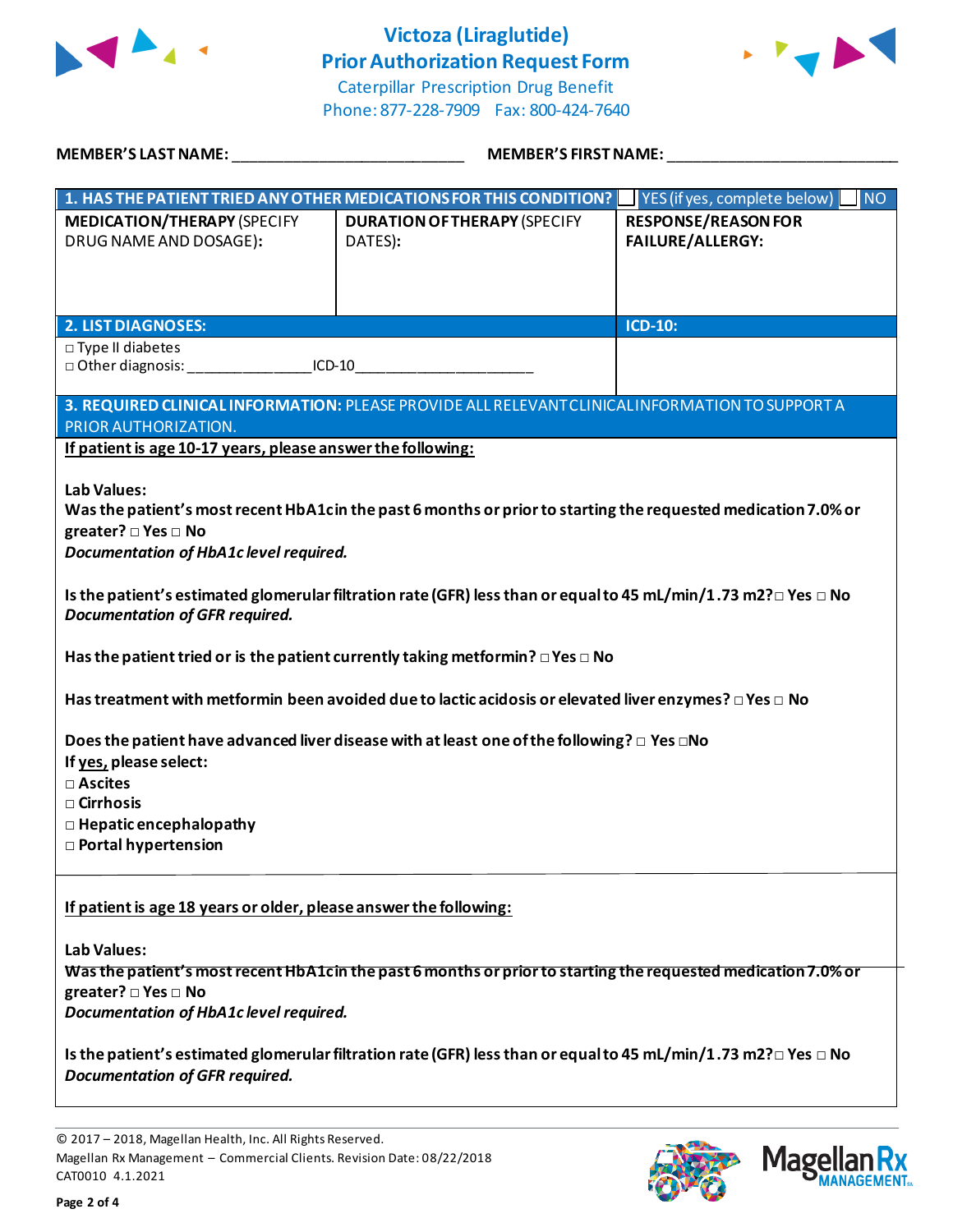# Victoza (Liraglutide) Prior Authorization Request Form

Caterpillar Prescription Drug Benefit
Phone: 877-228-7909 Fax: 800-424-7640

**MEMBER'S LAST NAME:** ___________________________ **MEMBER'S FIRST NAME:** ___________________________

| **1. HAS THE PATIENT TRIED ANY OTHER MEDICATIONS FOR THIS CONDITION?** | ☐ YES (if yes, complete below) | ☐ NO |
|---|---|---|
| **MEDICATION/THERAPY** (SPECIFY DRUG NAME AND DOSAGE): | **DURATION OF THERAPY** (SPECIFY DATES): | **RESPONSE/REASON FOR FAILURE/ALLERGY:** |
| | | |

| **2. LIST DIAGNOSES:** | **ICD-10:** |
|---|---|
| □ Type II diabetes<br>□ Other diagnosis: _______________ICD-10_____________________ | |

**3. REQUIRED CLINICAL INFORMATION:** PLEASE PROVIDE ALL RELEVANT CLINICAL INFORMATION TO SUPPORT A PRIOR AUTHORIZATION.

**If patient is age 10-17 years, please answer the following:**

**Lab Values:**

**Was the patient's most recent HbA1c in the past 6 months or prior to starting the requested medication 7.0% or greater?** □ Yes □ No
***Documentation of HbA1c level required.***

**Is the patient's estimated glomerular filtration rate (GFR) less than or equal to 45 mL/min/1.73 m2?** □ Yes □ No
***Documentation of GFR required.***

**Has the patient tried or is the patient currently taking metformin?** □ Yes □ No

**Has treatment with metformin been avoided due to lactic acidosis or elevated liver enzymes?** □ Yes □ No

**Does the patient have advanced liver disease with at least one of the following?** □ Yes □ No
**If yes, please select:**
- □ **Ascites**
- □ **Cirrhosis**
- □ **Hepatic encephalopathy**
- □ **Portal hypertension**

**If patient is age 18 years or older, please answer the following:**

**Lab Values:**

**Was the patient's most recent HbA1c in the past 6 months or prior to starting the requested medication 7.0% or greater?** □ Yes □ No
***Documentation of HbA1c level required.***

**Is the patient's estimated glomerular filtration rate (GFR) less than or equal to 45 mL/min/1.73 m2?** □ Yes □ No
***Documentation of GFR required.***

© 2017 – 2018, Magellan Health, Inc. All Rights Reserved.
Magellan Rx Management – Commercial Clients. Revision Date: 08/22/2018
CAT0010 4.1.2021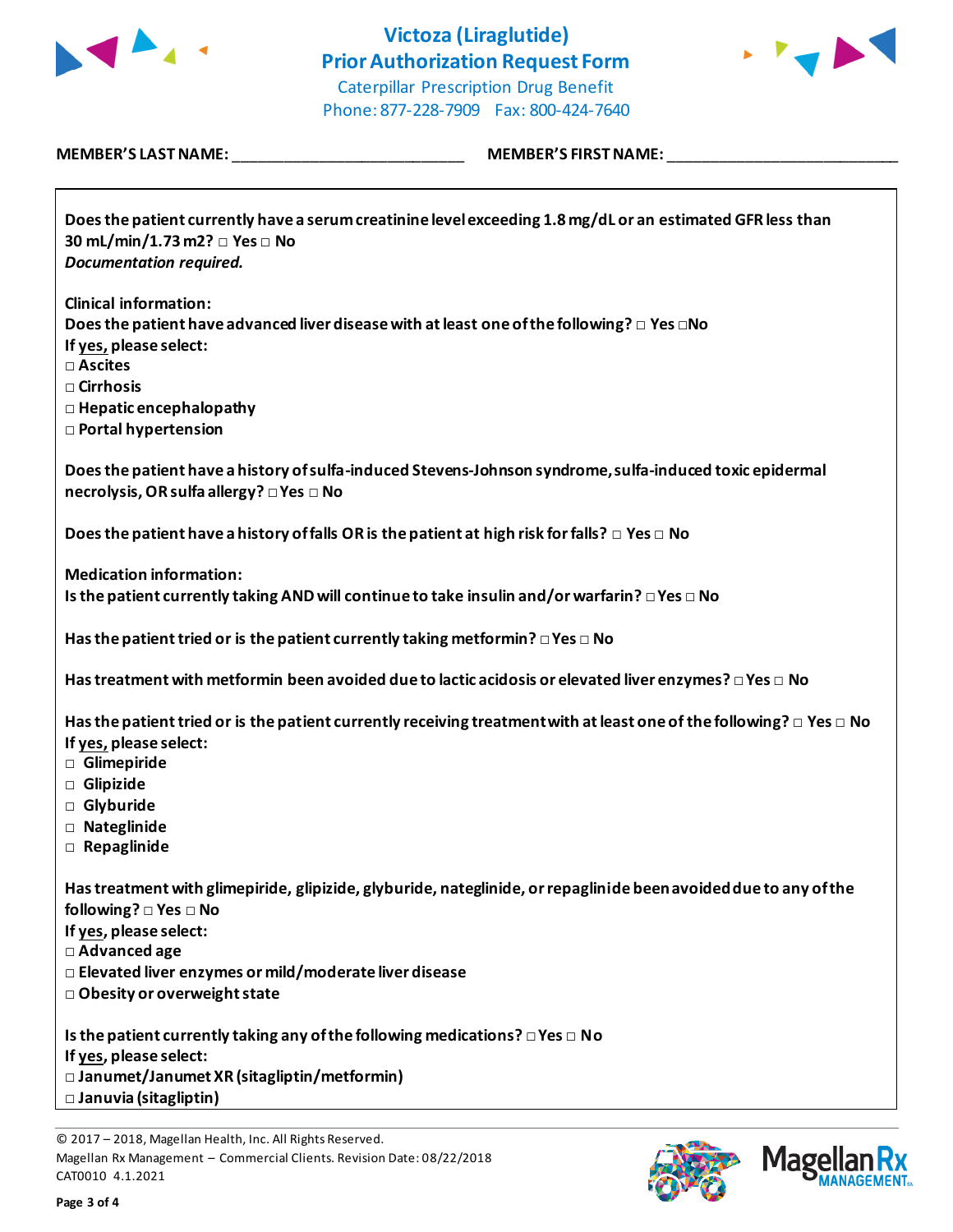# Victoza (Liraglutide)
## Prior Authorization Request Form

Caterpillar Prescription Drug Benefit
Phone: 877-228-7909 Fax: 800-424-7640

**MEMBER'S LAST NAME:** ___________________________ **MEMBER'S FIRST NAME:** ___________________________

**Does the patient currently have a serum creatinine level exceeding 1.8 mg/dL or an estimated GFR less than 30 mL/min/1.73 m2? □ Yes □ No**
***Documentation required.***

**Clinical information:**
**Does the patient have advanced liver disease with at least one of the following? □ Yes □No**
**If yes, please select:**
- **□ Ascites**
- **□ Cirrhosis**
- **□ Hepatic encephalopathy**
- **□ Portal hypertension**

**Does the patient have a history of sulfa-induced Stevens-Johnson syndrome, sulfa-induced toxic epidermal necrolysis, OR sulfa allergy? □ Yes □ No**

**Does the patient have a history of falls OR is the patient at high risk for falls? □ Yes □ No**

**Medication information:**
**Is the patient currently taking AND will continue to take insulin and/or warfarin? □ Yes □ No**

**Has the patient tried or is the patient currently taking metformin? □ Yes □ No**

**Has treatment with metformin been avoided due to lactic acidosis or elevated liver enzymes? □ Yes □ No**

**Has the patient tried or is the patient currently receiving treatment with at least one of the following? □ Yes □ No**
**If yes, please select:**
- **□ Glimepiride**
- **□ Glipizide**
- **□ Glyburide**
- **□ Nateglinide**
- **□ Repaglinide**

**Has treatment with glimepiride, glipizide, glyburide, nateglinide, or repaglinide been avoided due to any of the following? □ Yes □ No**
**If yes, please select:**
- **□ Advanced age**
- **□ Elevated liver enzymes or mild/moderate liver disease**
- **□ Obesity or overweight state**

**Is the patient currently taking any of the following medications? □ Yes □ No**
**If yes, please select:**
- **□ Janumet/Janumet XR (sitagliptin/metformin)**
- **□ Januvia (sitagliptin)**

© 2017 – 2018, Magellan Health, Inc. All Rights Reserved.
Magellan Rx Management – Commercial Clients. Revision Date: 08/22/2018
CAT0010 4.1.2021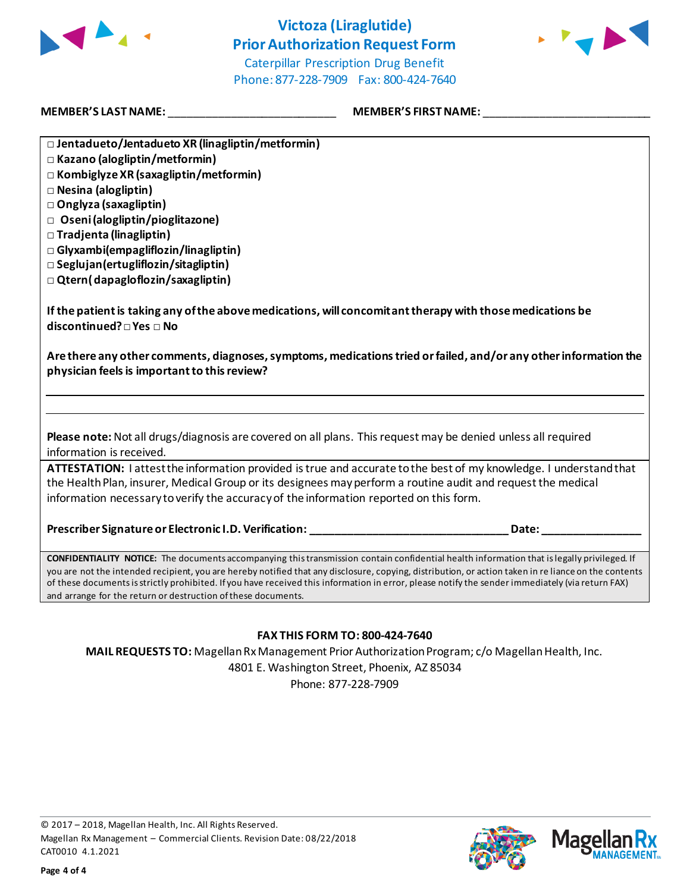# Victoza (Liraglutide)
## Prior Authorization Request Form

Caterpillar Prescription Drug Benefit
Phone: 877-228-7909 Fax: 800-424-7640

**MEMBER'S LAST NAME:** ___________________________ **MEMBER'S FIRST NAME:** ___________________________

- □ **Jentadueto/Jentadueto XR (linagliptin/metformin)**
- □ **Kazano (alogliptin/metformin)**
- □ **Kombiglyze XR (saxagliptin/metformin)**
- □ **Nesina (alogliptin)**
- □ **Onglyza (saxagliptin)**
- □ **Oseni (alogliptin/pioglitazone)**
- □ **Tradjenta (linagliptin)**
- □ **Glyxambi(empagliflozin/linagliptin)**
- □ **Seglujan(ertugliflozin/sitagliptin)**
- □ **Qtern( dapagloflozin/saxagliptin)**

**If the patient is taking any of the above medications, will concomitant therapy with those medications be discontinued?** □ **Yes** □ **No**

**Are there any other comments, diagnoses, symptoms, medications tried or failed, and/or any other information the physician feels is important to this review?**

_______________________________________________________________________________

_______________________________________________________________________________

**Please note:** Not all drugs/diagnosis are covered on all plans. This request may be denied unless all required information is received.

**ATTESTATION:** I attest the information provided is true and accurate to the best of my knowledge. I understand that the Health Plan, insurer, Medical Group or its designees may perform a routine audit and request the medical information necessary to verify the accuracy of the information reported on this form.

**Prescriber Signature or Electronic I.D. Verification:** ________________________________ **Date:** ________________

**CONFIDENTIALITY NOTICE:** The documents accompanying this transmission contain confidential health information that is legally privileged. If you are not the intended recipient, you are hereby notified that any disclosure, copying, distribution, or action taken in re liance on the contents of these documents is strictly prohibited. If you have received this information in error, please notify the sender immediately (via return FAX) and arrange for the return or destruction of these documents.

**FAX THIS FORM TO: 800-424-7640**

**MAIL REQUESTS TO:** Magellan Rx Management Prior Authorization Program; c/o Magellan Health, Inc.
4801 E. Washington Street, Phoenix, AZ 85034
Phone: 877-228-7909

© 2017 – 2018, Magellan Health, Inc. All Rights Reserved.
Magellan Rx Management – Commercial Clients. Revision Date: 08/22/2018
CAT0010 4.1.2021